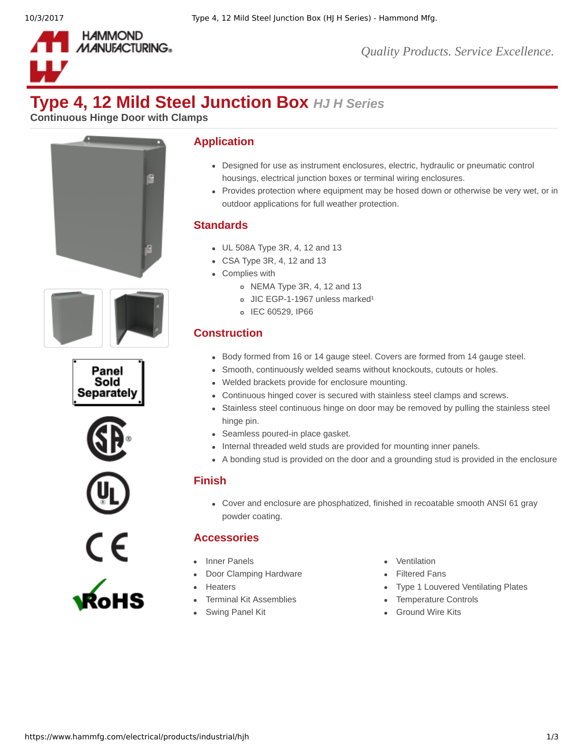# Type 4, 12 Mild Steel Junction Box *HJ H Series*

**Continuous Hinge Door with Clamps**

Panel Sold Separately

## Application

- Designed for use as instrument enclosures, electric, hydraulic or pneumatic control housings, electrical junction boxes or terminal wiring enclosures.
- Provides protection where equipment may be hosed down or otherwise be very wet, or in outdoor applications for full weather protection.

## Standards

- UL 508A Type 3R, 4, 12 and 13
- CSA Type 3R, 4, 12 and 13
- Complies with
  - NEMA Type 3R, 4, 12 and 13
  - JIC EGP-1-1967 unless marked[1]
  - IEC 60529, IP66

## Construction

- Body formed from 16 or 14 gauge steel. Covers are formed from 14 gauge steel.
- Smooth, continuously welded seams without knockouts, cutouts or holes.
- Welded brackets provide for enclosure mounting.
- Continuous hinged cover is secured with stainless steel clamps and screws.
- Stainless steel continuous hinge on door may be removed by pulling the stainless steel hinge pin.
- Seamless poured-in place gasket.
- Internal threaded weld studs are provided for mounting inner panels.
- A bonding stud is provided on the door and a grounding stud is provided in the enclosure

## Finish

- Cover and enclosure are phosphatized, finished in recoatable smooth ANSI 61 gray powder coating.

## Accessories

- Inner Panels
- Door Clamping Hardware
- Heaters
- Terminal Kit Assemblies
- Swing Panel Kit
- Ventilation
- Filtered Fans
- Type 1 Louvered Ventilating Plates
- Temperature Controls
- Ground Wire Kits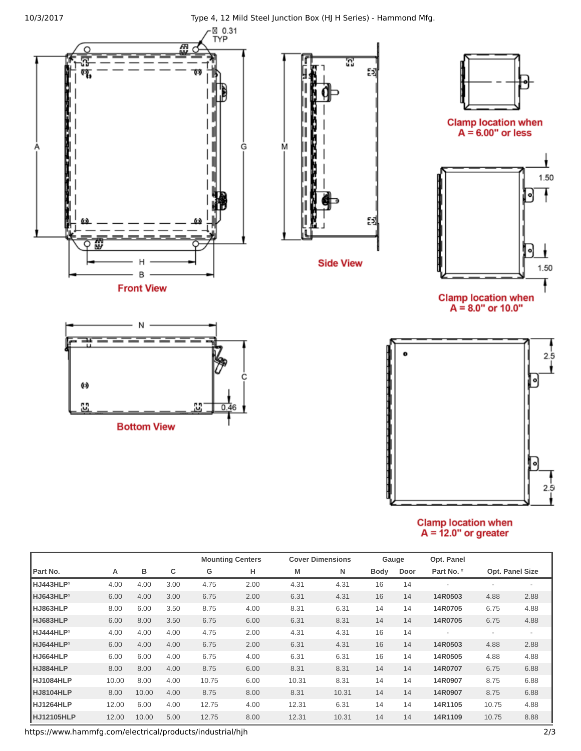Front View

Side View

Bottom View

Clamp location when A = 6.00" or less

Clamp location when A = 8.0" or 10.0"

Clamp location when A = 12.0" or greater

| Part No. | A | B | C | Mounting Centers G | Mounting Centers H | Cover Dimensions M | Cover Dimensions N | Gauge Body | Gauge Door | Opt. Panel Part No. [2] | Opt. Panel Size | |
|---|---|---|---|---|---|---|---|---|---|---|---|---|
| **HJ443HLP**[1] | 4.00 | 4.00 | 3.00 | 4.75 | 2.00 | 4.31 | 4.31 | 16 | 14 | - | - | - |
| **HJ643HLP**[1] | 6.00 | 4.00 | 3.00 | 6.75 | 2.00 | 6.31 | 4.31 | 16 | 14 | **14R0503** | 4.88 | 2.88 |
| **HJ863HLP** | 8.00 | 6.00 | 3.50 | 8.75 | 4.00 | 8.31 | 6.31 | 14 | 14 | **14R0705** | 6.75 | 4.88 |
| **HJ683HLP** | 6.00 | 8.00 | 3.50 | 6.75 | 6.00 | 6.31 | 8.31 | 14 | 14 | **14R0705** | 6.75 | 4.88 |
| **HJ444HLP**[1] | 4.00 | 4.00 | 4.00 | 4.75 | 2.00 | 4.31 | 4.31 | 16 | 14 | - | - | - |
| **HJ644HLP**[1] | 6.00 | 4.00 | 4.00 | 6.75 | 2.00 | 6.31 | 4.31 | 16 | 14 | **14R0503** | 4.88 | 2.88 |
| **HJ664HLP** | 6.00 | 6.00 | 4.00 | 6.75 | 4.00 | 6.31 | 6.31 | 16 | 14 | **14R0505** | 4.88 | 4.88 |
| **HJ884HLP** | 8.00 | 8.00 | 4.00 | 8.75 | 6.00 | 8.31 | 8.31 | 14 | 14 | **14R0707** | 6.75 | 6.88 |
| **HJ1084HLP** | 10.00 | 8.00 | 4.00 | 10.75 | 6.00 | 10.31 | 8.31 | 14 | 14 | **14R0907** | 8.75 | 6.88 |
| **HJ8104HLP** | 8.00 | 10.00 | 4.00 | 8.75 | 8.00 | 8.31 | 10.31 | 14 | 14 | **14R0907** | 8.75 | 6.88 |
| **HJ1264HLP** | 12.00 | 6.00 | 4.00 | 12.75 | 4.00 | 12.31 | 6.31 | 14 | 14 | **14R1105** | 10.75 | 4.88 |
| **HJ12105HLP** | 12.00 | 10.00 | 5.00 | 12.75 | 8.00 | 12.31 | 10.31 | 14 | 14 | **14R1109** | 10.75 | 8.88 |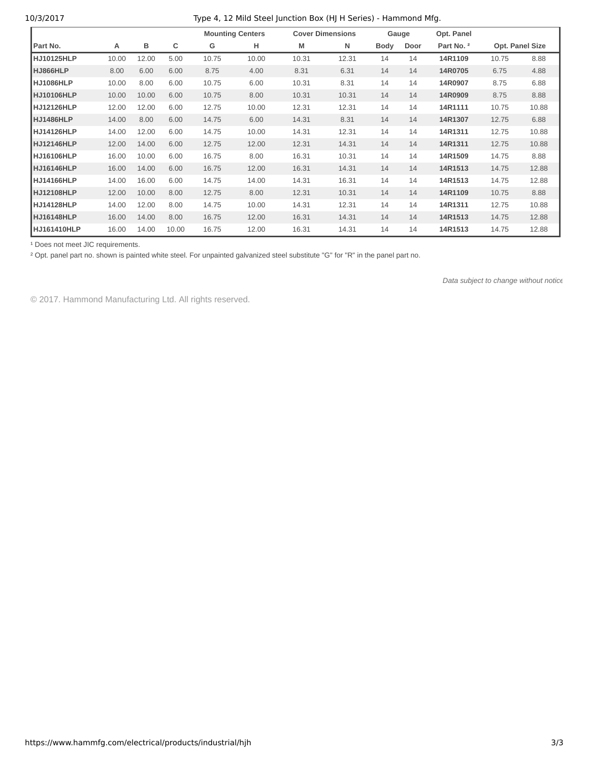| | | | | Mounting Centers | | Cover Dimensions | | Gauge | | Opt. Panel | | |
|---|---|---|---|---|---|---|---|---|---|---|---|---|
| Part No. | A | B | C | G | H | M | N | Body | Door | Part No. [2] | Opt. Panel Size | |
| **HJ10125HLP** | 10.00 | 12.00 | 5.00 | 10.75 | 10.00 | 10.31 | 12.31 | 14 | 14 | **14R1109** | 10.75 | 8.88 |
| **HJ866HLP** | 8.00 | 6.00 | 6.00 | 8.75 | 4.00 | 8.31 | 6.31 | 14 | 14 | **14R0705** | 6.75 | 4.88 |
| **HJ1086HLP** | 10.00 | 8.00 | 6.00 | 10.75 | 6.00 | 10.31 | 8.31 | 14 | 14 | **14R0907** | 8.75 | 6.88 |
| **HJ10106HLP** | 10.00 | 10.00 | 6.00 | 10.75 | 8.00 | 10.31 | 10.31 | 14 | 14 | **14R0909** | 8.75 | 8.88 |
| **HJ12126HLP** | 12.00 | 12.00 | 6.00 | 12.75 | 10.00 | 12.31 | 12.31 | 14 | 14 | **14R1111** | 10.75 | 10.88 |
| **HJ1486HLP** | 14.00 | 8.00 | 6.00 | 14.75 | 6.00 | 14.31 | 8.31 | 14 | 14 | **14R1307** | 12.75 | 6.88 |
| **HJ14126HLP** | 14.00 | 12.00 | 6.00 | 14.75 | 10.00 | 14.31 | 12.31 | 14 | 14 | **14R1311** | 12.75 | 10.88 |
| **HJ12146HLP** | 12.00 | 14.00 | 6.00 | 12.75 | 12.00 | 12.31 | 14.31 | 14 | 14 | **14R1311** | 12.75 | 10.88 |
| **HJ16106HLP** | 16.00 | 10.00 | 6.00 | 16.75 | 8.00 | 16.31 | 10.31 | 14 | 14 | **14R1509** | 14.75 | 8.88 |
| **HJ16146HLP** | 16.00 | 14.00 | 6.00 | 16.75 | 12.00 | 16.31 | 14.31 | 14 | 14 | **14R1513** | 14.75 | 12.88 |
| **HJ14166HLP** | 14.00 | 16.00 | 6.00 | 14.75 | 14.00 | 14.31 | 16.31 | 14 | 14 | **14R1513** | 14.75 | 12.88 |
| **HJ12108HLP** | 12.00 | 10.00 | 8.00 | 12.75 | 8.00 | 12.31 | 10.31 | 14 | 14 | **14R1109** | 10.75 | 8.88 |
| **HJ14128HLP** | 14.00 | 12.00 | 8.00 | 14.75 | 10.00 | 14.31 | 12.31 | 14 | 14 | **14R1311** | 12.75 | 10.88 |
| **HJ16148HLP** | 16.00 | 14.00 | 8.00 | 16.75 | 12.00 | 16.31 | 14.31 | 14 | 14 | **14R1513** | 14.75 | 12.88 |
| **HJ161410HLP** | 16.00 | 14.00 | 10.00 | 16.75 | 12.00 | 16.31 | 14.31 | 14 | 14 | **14R1513** | 14.75 | 12.88 |

[1] Does not meet JIC requirements.

[2] Opt. panel part no. shown is painted white steel. For unpainted galvanized steel substitute "G" for "R" in the panel part no.

*Data subject to change without notice*

© 2017. Hammond Manufacturing Ltd. All rights reserved.